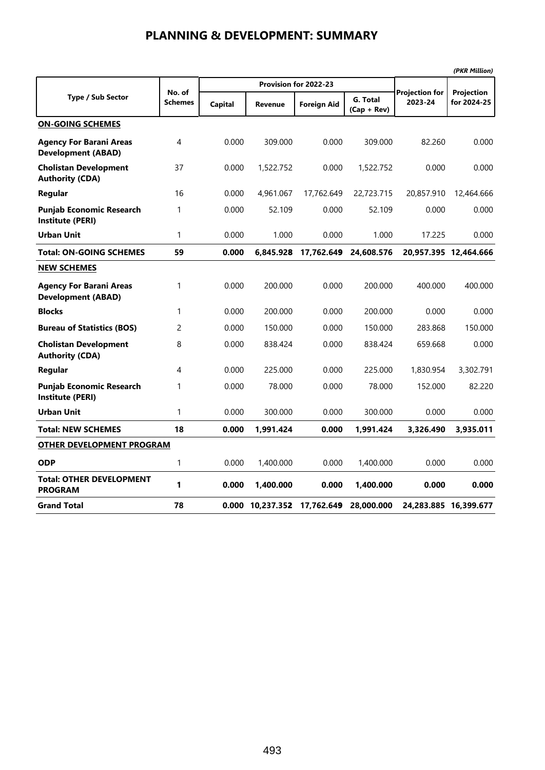# PLANNING & DEVELOPMENT: SUMMARY

*(PKR Million)*

| Type / Sub Sector | No. of Schemes | Provision for 2022-23 | | | | Projection for 2023-24 | Projection for 2024-25 |
|---|---|---|---|---|---|---|---|
| | | Capital | Revenue | Foreign Aid | G. Total (Cap + Rev) | | |
| **ON-GOING SCHEMES** | | | | | | | |
| **Agency For Barani Areas Development (ABAD)** | 4 | 0.000 | 309.000 | 0.000 | 309.000 | 82.260 | 0.000 |
| **Cholistan Development Authority (CDA)** | 37 | 0.000 | 1,522.752 | 0.000 | 1,522.752 | 0.000 | 0.000 |
| **Regular** | 16 | 0.000 | 4,961.067 | 17,762.649 | 22,723.715 | 20,857.910 | 12,464.666 |
| **Punjab Economic Research Institute (PERI)** | 1 | 0.000 | 52.109 | 0.000 | 52.109 | 0.000 | 0.000 |
| **Urban Unit** | 1 | 0.000 | 1.000 | 0.000 | 1.000 | 17.225 | 0.000 |
| **Total: ON-GOING SCHEMES** | **59** | **0.000** | **6,845.928** | **17,762.649** | **24,608.576** | **20,957.395** | **12,464.666** |
| **NEW SCHEMES** | | | | | | | |
| **Agency For Barani Areas Development (ABAD)** | 1 | 0.000 | 200.000 | 0.000 | 200.000 | 400.000 | 400.000 |
| **Blocks** | 1 | 0.000 | 200.000 | 0.000 | 200.000 | 0.000 | 0.000 |
| **Bureau of Statistics (BOS)** | 2 | 0.000 | 150.000 | 0.000 | 150.000 | 283.868 | 150.000 |
| **Cholistan Development Authority (CDA)** | 8 | 0.000 | 838.424 | 0.000 | 838.424 | 659.668 | 0.000 |
| **Regular** | 4 | 0.000 | 225.000 | 0.000 | 225.000 | 1,830.954 | 3,302.791 |
| **Punjab Economic Research Institute (PERI)** | 1 | 0.000 | 78.000 | 0.000 | 78.000 | 152.000 | 82.220 |
| **Urban Unit** | 1 | 0.000 | 300.000 | 0.000 | 300.000 | 0.000 | 0.000 |
| **Total: NEW SCHEMES** | **18** | **0.000** | **1,991.424** | **0.000** | **1,991.424** | **3,326.490** | **3,935.011** |
| **OTHER DEVELOPMENT PROGRAM** | | | | | | | |
| **ODP** | 1 | 0.000 | 1,400.000 | 0.000 | 1,400.000 | 0.000 | 0.000 |
| **Total: OTHER DEVELOPMENT PROGRAM** | **1** | **0.000** | **1,400.000** | **0.000** | **1,400.000** | **0.000** | **0.000** |
| **Grand Total** | **78** | **0.000** | **10,237.352** | **17,762.649** | **28,000.000** | **24,283.885** | **16,399.677** |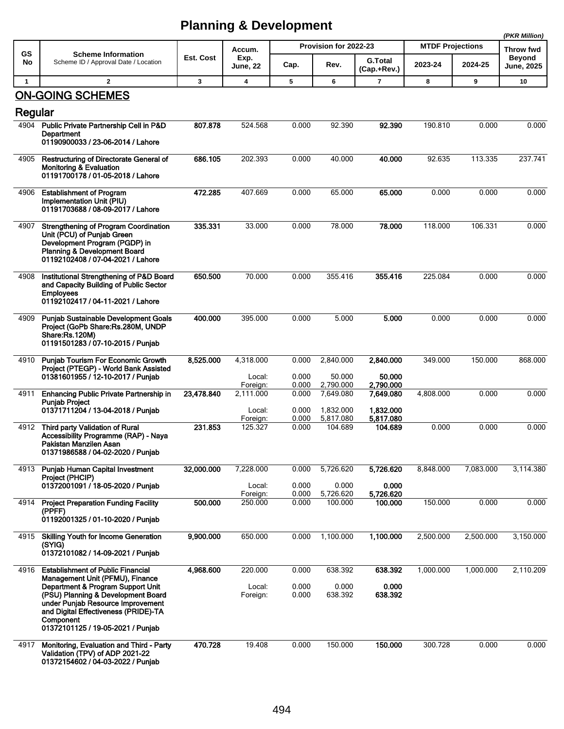# Planning & Development

(PKR Million)

| GS No | Scheme Information<br>Scheme ID / Approval Date / Location | Est. Cost | Accum. Exp. June, 22 | Provision for 2022-23 | | | MTDF Projections | | Throw fwd Beyond June, 2025 |
|---|---|---|---|---|---|---|---|---|---|
| | | | | Cap. | Rev. | G.Total (Cap.+Rev.) | 2023-24 | 2024-25 | |
| 1 | 2 | 3 | 4 | 5 | 6 | 7 | 8 | 9 | 10 |

## ON-GOING SCHEMES

### Regular

| GS No | Scheme Information | Est. Cost | Accum. Exp. June, 22 | Cap. | Rev. | G.Total (Cap.+Rev.) | 2023-24 | 2024-25 | Throw fwd Beyond June, 2025 |
|---|---|---|---|---|---|---|---|---|---|
| 4904 | **Public Private Partnership Cell in P&D Department**<br>**01190900033 / 23-06-2014 / Lahore** | **807.878** | 524.568 | 0.000 | 92.390 | **92.390** | 190.810 | 0.000 | 0.000 |
| 4905 | **Restructuring of Directorate General of Monitoring & Evaluation**<br>**01191700178 / 01-05-2018 / Lahore** | **686.105** | 202.393 | 0.000 | 40.000 | **40.000** | 92.635 | 113.335 | 237.741 |
| 4906 | **Establishment of Program Implementation Unit (PIU)**<br>**01191703688 / 08-09-2017 / Lahore** | **472.285** | 407.669 | 0.000 | 65.000 | **65.000** | 0.000 | 0.000 | 0.000 |
| 4907 | **Strengthening of Program Coordination Unit (PCU) of Punjab Green Development Program (PGDP) in Planning & Development Board**<br>**01192102408 / 07-04-2021 / Lahore** | **335.331** | 33.000 | 0.000 | 78.000 | **78.000** | 118.000 | 106.331 | 0.000 |
| 4908 | **Institutional Strengthening of P&D Board and Capacity Building of Public Sector Employees**<br>**01192102417 / 04-11-2021 / Lahore** | **650.500** | 70.000 | 0.000 | 355.416 | **355.416** | 225.084 | 0.000 | 0.000 |
| 4909 | **Punjab Sustainable Development Goals Project (GoPb Share:Rs.280M, UNDP Share:Rs.120M)**<br>**01191501283 / 07-10-2015 / Punjab** | **400.000** | 395.000 | 0.000 | 5.000 | **5.000** | 0.000 | 0.000 | 0.000 |
| 4910 | **Punjab Tourism For Economic Growth Project (PTEGP) - World Bank Assisted**<br>**01381601955 / 12-10-2017 / Punjab** | **8,525.000** | 4,318.000 | 0.000 | 2,840.000 | **2,840.000** | 349.000 | 150.000 | 868.000 |
| | | | Local: | 0.000 | 50.000 | **50.000** | | | |
| | | | Foreign: | 0.000 | 2,790.000 | **2,790.000** | | | |
| 4911 | **Enhancing Public Private Partnership in Punjab Project**<br>**01371711204 / 13-04-2018 / Punjab** | **23,478.840** | 2,111.000 | 0.000 | 7,649.080 | **7,649.080** | 4,808.000 | 0.000 | 0.000 |
| | | | Local: | 0.000 | 1,832.000 | **1,832.000** | | | |
| | | | Foreign: | 0.000 | 5,817.080 | **5,817.080** | | | |
| 4912 | **Third party Validation of Rural Accessibility Programme (RAP) - Naya Pakistan Manzilen Asan**<br>**01371986588 / 04-02-2020 / Punjab** | **231.853** | 125.327 | 0.000 | 104.689 | **104.689** | 0.000 | 0.000 | 0.000 |
| 4913 | **Punjab Human Capital Investment Project (PHCIP)**<br>**01372001091 / 18-05-2020 / Punjab** | **32,000.000** | 7,228.000 | 0.000 | 5,726.620 | **5,726.620** | 8,848.000 | 7,083.000 | 3,114.380 |
| | | | Local: | 0.000 | 0.000 | **0.000** | | | |
| | | | Foreign: | 0.000 | 5,726.620 | **5,726.620** | | | |
| 4914 | **Project Preparation Funding Facility (PPFF)**<br>**01192001325 / 01-10-2020 / Punjab** | **500.000** | 250.000 | 0.000 | 100.000 | **100.000** | 150.000 | 0.000 | 0.000 |
| 4915 | **Skilling Youth for Income Generation (SYIG)**<br>**01372101082 / 14-09-2021 / Punjab** | **9,900.000** | 650.000 | 0.000 | 1,100.000 | **1,100.000** | 2,500.000 | 2,500.000 | 3,150.000 |
| 4916 | **Establishment of Public Financial Management Unit (PFMU), Finance Department & Program Support Unit (PSU) Planning & Development Board under Punjab Resource Improvement and Digital Effectiveness (PRIDE)-TA Component**<br>**01372101125 / 19-05-2021 / Punjab** | **4,968.600** | 220.000 | 0.000 | 638.392 | **638.392** | 1,000.000 | 1,000.000 | 2,110.209 |
| | | | Local: | 0.000 | 0.000 | **0.000** | | | |
| | | | Foreign: | 0.000 | 638.392 | **638.392** | | | |
| 4917 | **Monitoring, Evaluation and Third - Party Validation (TPV) of ADP 2021-22**<br>**01372154602 / 04-03-2022 / Punjab** | **470.728** | 19.408 | 0.000 | 150.000 | **150.000** | 300.728 | 0.000 | 0.000 |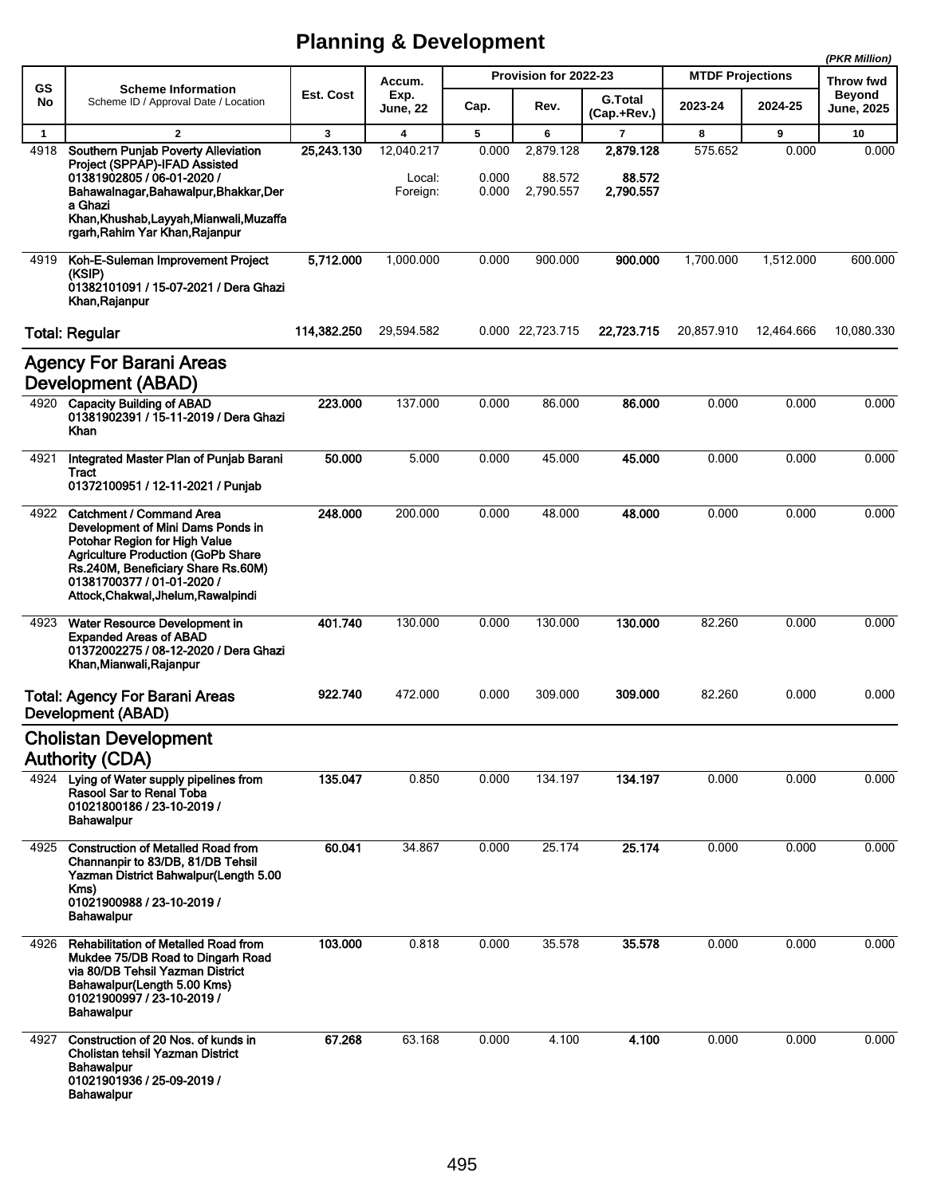# Planning & Development

*(PKR Million)*

| GS No | Scheme Information<br>Scheme ID / Approval Date / Location | Est. Cost | Accum. Exp. June, 22 | Provision for 2022-23 | | | MTDF Projections | | Throw fwd Beyond June, 2025 |
|---|---|---|---|---|---|---|---|---|---|
| | | | | Cap. | Rev. | G.Total (Cap.+Rev.) | 2023-24 | 2024-25 | |
| 1 | 2 | 3 | 4 | 5 | 6 | 7 | 8 | 9 | 10 |
| 4918 | **Southern Punjab Poverty Alleviation Project (SPPAP)-IFAD Assisted 01381902805 / 06-01-2020 / Bahawalnagar,Bahawalpur,Bhakkar,Dera Ghazi Khan,Khushab,Layyah,Mianwali,Muzaffargarh,Rahim Yar Khan,Rajanpur** | **25,243.130** | 12,040.217 | 0.000 | 2,879.128 | **2,879.128** | 575.652 | 0.000 | 0.000 |
| | | | Local: | 0.000 | 88.572 | **88.572** | | | |
| | | | Foreign: | 0.000 | 2,790.557 | **2,790.557** | | | |
| 4919 | **Koh-E-Suleman Improvement Project (KSIP) 01382101091 / 15-07-2021 / Dera Ghazi Khan,Rajanpur** | **5,712.000** | 1,000.000 | 0.000 | 900.000 | **900.000** | 1,700.000 | 1,512.000 | 600.000 |
| | **Total: Regular** | **114,382.250** | 29,594.582 | 0.000 | 22,723.715 | **22,723.715** | 20,857.910 | 12,464.666 | 10,080.330 |
| | **Agency For Barani Areas Development (ABAD)** | | | | | | | | |
| 4920 | **Capacity Building of ABAD 01381902391 / 15-11-2019 / Dera Ghazi Khan** | **223.000** | 137.000 | 0.000 | 86.000 | **86.000** | 0.000 | 0.000 | 0.000 |
| 4921 | **Integrated Master Plan of Punjab Barani Tract 01372100951 / 12-11-2021 / Punjab** | **50.000** | 5.000 | 0.000 | 45.000 | **45.000** | 0.000 | 0.000 | 0.000 |
| 4922 | **Catchment / Command Area Development of Mini Dams Ponds in Potohar Region for High Value Agriculture Production (GoPb Share Rs.240M, Beneficiary Share Rs.60M) 01381700377 / 01-01-2020 / Attock,Chakwal,Jhelum,Rawalpindi** | **248.000** | 200.000 | 0.000 | 48.000 | **48.000** | 0.000 | 0.000 | 0.000 |
| 4923 | **Water Resource Development in Expanded Areas of ABAD 01372002275 / 08-12-2020 / Dera Ghazi Khan,Mianwali,Rajanpur** | **401.740** | 130.000 | 0.000 | 130.000 | **130.000** | 82.260 | 0.000 | 0.000 |
| | **Total: Agency For Barani Areas Development (ABAD)** | **922.740** | 472.000 | 0.000 | 309.000 | **309.000** | 82.260 | 0.000 | 0.000 |
| | **Cholistan Development Authority (CDA)** | | | | | | | | |
| 4924 | **Lying of Water supply pipelines from Rasool Sar to Renal Toba 01021800186 / 23-10-2019 / Bahawalpur** | **135.047** | 0.850 | 0.000 | 134.197 | **134.197** | 0.000 | 0.000 | 0.000 |
| 4925 | **Construction of Metalled Road from Channanpir to 83/DB, 81/DB Tehsil Yazman District Bahwalpur(Length 5.00 Kms) 01021900988 / 23-10-2019 / Bahawalpur** | **60.041** | 34.867 | 0.000 | 25.174 | **25.174** | 0.000 | 0.000 | 0.000 |
| 4926 | **Rehabilitation of Metalled Road from Mukdee 75/DB Road to Dingarh Road via 80/DB Tehsil Yazman District Bahawalpur(Length 5.00 Kms) 01021900997 / 23-10-2019 / Bahawalpur** | **103.000** | 0.818 | 0.000 | 35.578 | **35.578** | 0.000 | 0.000 | 0.000 |
| 4927 | **Construction of 20 Nos. of kunds in Cholistan tehsil Yazman District Bahawalpur 01021901936 / 25-09-2019 / Bahawalpur** | **67.268** | 63.168 | 0.000 | 4.100 | **4.100** | 0.000 | 0.000 | 0.000 |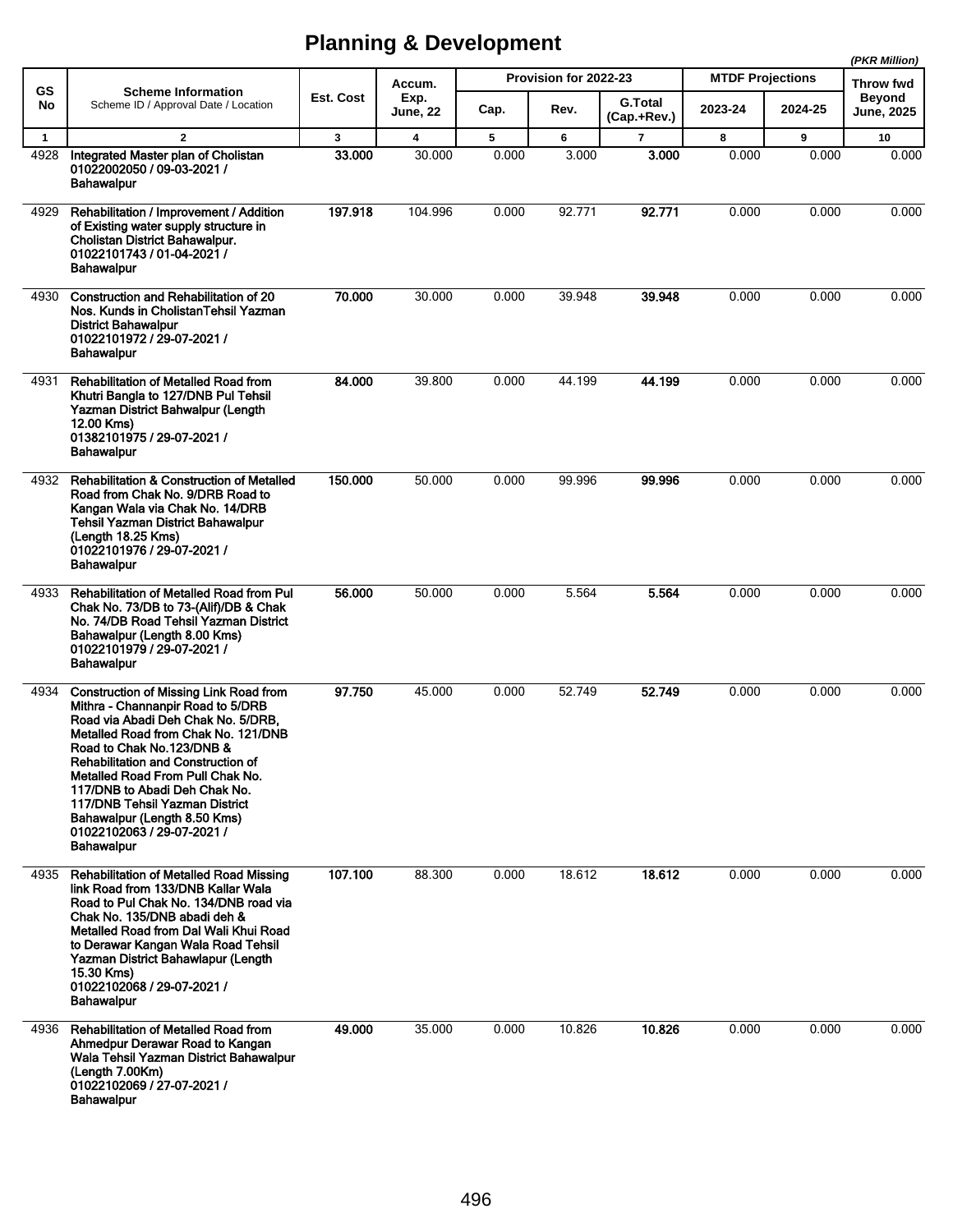# Planning & Development

*(PKR Million)*

| GS No | Scheme Information<br>Scheme ID / Approval Date / Location | Est. Cost | Accum. Exp. June, 22 | Provision for 2022-23 | | | MTDF Projections | | Throw fwd Beyond June, 2025 |
|---|---|---|---|---|---|---|---|---|---|
| | | | | Cap. | Rev. | G.Total (Cap.+Rev.) | 2023-24 | 2024-25 | |
| 1 | 2 | 3 | 4 | 5 | 6 | 7 | 8 | 9 | 10 |
| 4928 | **Integrated Master plan of Cholistan 01022002050 / 09-03-2021 / Bahawalpur** | **33.000** | 30.000 | 0.000 | 3.000 | **3.000** | 0.000 | 0.000 | 0.000 |
| 4929 | **Rehabilitation / Improvement / Addition of Existing water supply structure in Cholistan District Bahawalpur. 01022101743 / 01-04-2021 / Bahawalpur** | **197.918** | 104.996 | 0.000 | 92.771 | **92.771** | 0.000 | 0.000 | 0.000 |
| 4930 | **Construction and Rehabilitation of 20 Nos. Kunds in CholistanTehsil Yazman District Bahawalpur 01022101972 / 29-07-2021 / Bahawalpur** | **70.000** | 30.000 | 0.000 | 39.948 | **39.948** | 0.000 | 0.000 | 0.000 |
| 4931 | **Rehabilitation of Metalled Road from Khutri Bangla to 127/DNB Pul Tehsil Yazman District Bahwalpur (Length 12.00 Kms) 01382101975 / 29-07-2021 / Bahawalpur** | **84.000** | 39.800 | 0.000 | 44.199 | **44.199** | 0.000 | 0.000 | 0.000 |
| 4932 | **Rehabilitation & Construction of Metalled Road from Chak No. 9/DRB Road to Kangan Wala via Chak No. 14/DRB Tehsil Yazman District Bahawalpur (Length 18.25 Kms) 01022101976 / 29-07-2021 / Bahawalpur** | **150.000** | 50.000 | 0.000 | 99.996 | **99.996** | 0.000 | 0.000 | 0.000 |
| 4933 | **Rehabilitation of Metalled Road from Pul Chak No. 73/DB to 73-(Alif)/DB & Chak No. 74/DB Road Tehsil Yazman District Bahawalpur (Length 8.00 Kms) 01022101979 / 29-07-2021 / Bahawalpur** | **56.000** | 50.000 | 0.000 | 5.564 | **5.564** | 0.000 | 0.000 | 0.000 |
| 4934 | **Construction of Missing Link Road from Mithra - Channanpir Road to 5/DRB Road via Abadi Deh Chak No. 5/DRB, Metalled Road from Chak No. 121/DNB Road to Chak No.123/DNB & Rehabilitation and Construction of Metalled Road From Pull Chak No. 117/DNB to Abadi Deh Chak No. 117/DNB Tehsil Yazman District Bahawalpur (Length 8.50 Kms) 01022102063 / 29-07-2021 / Bahawalpur** | **97.750** | 45.000 | 0.000 | 52.749 | **52.749** | 0.000 | 0.000 | 0.000 |
| 4935 | **Rehabilitation of Metalled Road Missing link Road from 133/DNB Kallar Wala Road to Pul Chak No. 134/DNB road via Chak No. 135/DNB abadi deh & Metalled Road from Dal Wali Khui Road to Derawar Kangan Wala Road Tehsil Yazman District Bahawlapur (Length 15.30 Kms) 01022102068 / 29-07-2021 / Bahawalpur** | **107.100** | 88.300 | 0.000 | 18.612 | **18.612** | 0.000 | 0.000 | 0.000 |
| 4936 | **Rehabilitation of Metalled Road from Ahmedpur Derawar Road to Kangan Wala Tehsil Yazman District Bahawalpur (Length 7.00Km) 01022102069 / 27-07-2021 / Bahawalpur** | **49.000** | 35.000 | 0.000 | 10.826 | **10.826** | 0.000 | 0.000 | 0.000 |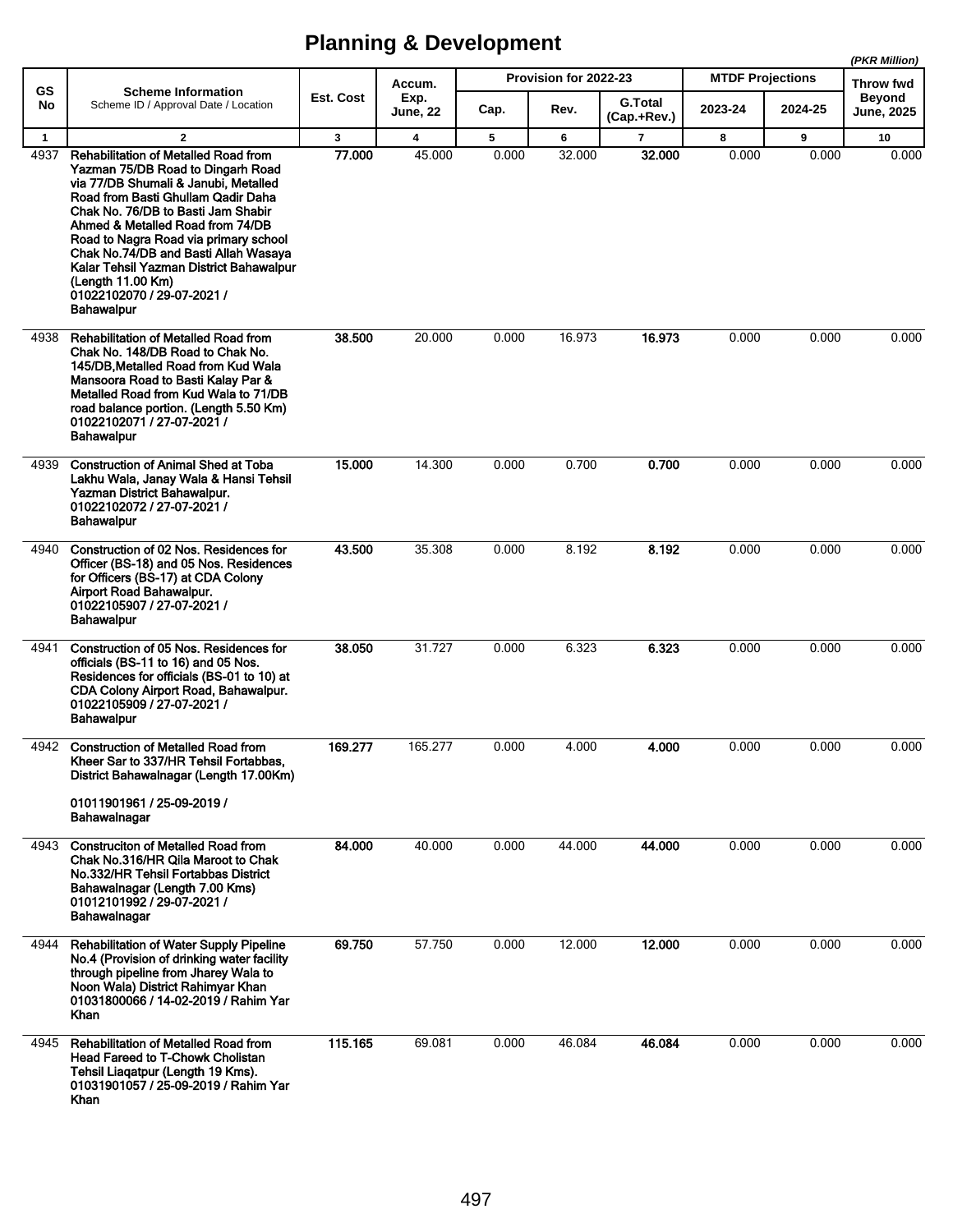# Planning & Development

*(PKR Million)*

| GS No | Scheme Information<br>Scheme ID / Approval Date / Location | Est. Cost | Accum. Exp. June, 22 | Provision for 2022-23 | | | MTDF Projections | | Throw fwd Beyond June, 2025 |
|---|---|---|---|---|---|---|---|---|---|
| | | | | Cap. | Rev. | G.Total (Cap.+Rev.) | 2023-24 | 2024-25 | |
| 1 | 2 | 3 | 4 | 5 | 6 | 7 | 8 | 9 | 10 |
| 4937 | **Rehabilitation of Metalled Road from Yazman 75/DB Road to Dingarh Road via 77/DB Shumali & Janubi, Metalled Road from Basti Ghullam Qadir Daha Chak No. 76/DB to Basti Jam Shabir Ahmed & Metalled Road from 74/DB Road to Nagra Road via primary school Chak No.74/DB and Basti Allah Wasaya Kalar Tehsil Yazman District Bahawalpur (Length 11.00 Km)<br>01022102070 / 29-07-2021 / Bahawalpur** | **77.000** | 45.000 | 0.000 | 32.000 | **32.000** | 0.000 | 0.000 | 0.000 |
| 4938 | **Rehabilitation of Metalled Road from Chak No. 148/DB Road to Chak No. 145/DB,Metalled Road from Kud Wala Mansoora Road to Basti Kalay Par & Metalled Road from Kud Wala to 71/DB road balance portion. (Length 5.50 Km)<br>01022102071 / 27-07-2021 / Bahawalpur** | **38.500** | 20.000 | 0.000 | 16.973 | **16.973** | 0.000 | 0.000 | 0.000 |
| 4939 | **Construction of Animal Shed at Toba Lakhu Wala, Janay Wala & Hansi Tehsil Yazman District Bahawalpur.<br>01022102072 / 27-07-2021 / Bahawalpur** | **15.000** | 14.300 | 0.000 | 0.700 | **0.700** | 0.000 | 0.000 | 0.000 |
| 4940 | **Construction of 02 Nos. Residences for Officer (BS-18) and 05 Nos. Residences for Officers (BS-17) at CDA Colony Airport Road Bahawalpur.<br>01022105907 / 27-07-2021 / Bahawalpur** | **43.500** | 35.308 | 0.000 | 8.192 | **8.192** | 0.000 | 0.000 | 0.000 |
| 4941 | **Construction of 05 Nos. Residences for officials (BS-11 to 16) and 05 Nos. Residences for officials (BS-01 to 10) at CDA Colony Airport Road, Bahawalpur.<br>01022105909 / 27-07-2021 / Bahawalpur** | **38.050** | 31.727 | 0.000 | 6.323 | **6.323** | 0.000 | 0.000 | 0.000 |
| 4942 | **Construction of Metalled Road from Kheer Sar to 337/HR Tehsil Fortabbas, District Bahawalnagar (Length 17.00Km)<br>01011901961 / 25-09-2019 / Bahawalnagar** | **169.277** | 165.277 | 0.000 | 4.000 | **4.000** | 0.000 | 0.000 | 0.000 |
| 4943 | **Construciton of Metalled Road from Chak No.316/HR Qila Maroot to Chak No.332/HR Tehsil Fortabbas District Bahawalnagar (Length 7.00 Kms)<br>01012101992 / 29-07-2021 / Bahawalnagar** | **84.000** | 40.000 | 0.000 | 44.000 | **44.000** | 0.000 | 0.000 | 0.000 |
| 4944 | **Rehabilitation of Water Supply Pipeline No.4 (Provision of drinking water facility through pipeline from Jharey Wala to Noon Wala) District Rahimyar Khan<br>01031800066 / 14-02-2019 / Rahim Yar Khan** | **69.750** | 57.750 | 0.000 | 12.000 | **12.000** | 0.000 | 0.000 | 0.000 |
| 4945 | **Rehabilitation of Metalled Road from Head Fareed to T-Chowk Cholistan Tehsil Liaqatpur (Length 19 Kms).<br>01031901057 / 25-09-2019 / Rahim Yar Khan** | **115.165** | 69.081 | 0.000 | 46.084 | **46.084** | 0.000 | 0.000 | 0.000 |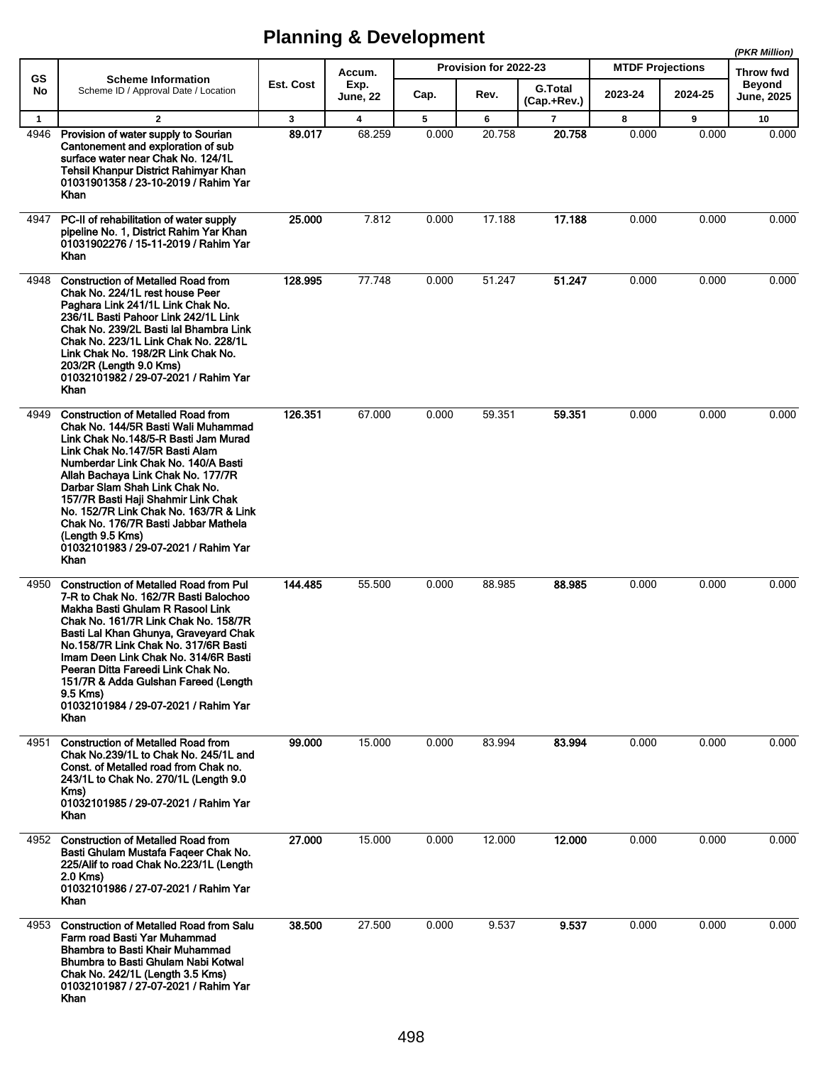# Planning & Development

*(PKR Million)*

| GS No | Scheme Information<br>Scheme ID / Approval Date / Location | Est. Cost | Accum. Exp. June, 22 | Provision for 2022-23 | | | MTDF Projections | | Throw fwd Beyond June, 2025 |
|---|---|---|---|---|---|---|---|---|---|
| | | | | Cap. | Rev. | G.Total (Cap.+Rev.) | 2023-24 | 2024-25 | |
| 1 | 2 | 3 | 4 | 5 | 6 | 7 | 8 | 9 | 10 |
| 4946 | **Provision of water supply to Sourian Cantonement and exploration of sub surface water near Chak No. 124/1L Tehsil Khanpur District Rahimyar Khan**<br>**01031901358 / 23-10-2019 / Rahim Yar Khan** | **89.017** | 68.259 | 0.000 | 20.758 | **20.758** | 0.000 | 0.000 | 0.000 |
| 4947 | **PC-II of rehabilitation of water supply pipeline No. 1, District Rahim Yar Khan**<br>**01031902276 / 15-11-2019 / Rahim Yar Khan** | **25.000** | 7.812 | 0.000 | 17.188 | **17.188** | 0.000 | 0.000 | 0.000 |
| 4948 | **Construction of Metalled Road from Chak No. 224/1L rest house Peer Paghara Link 241/1L Link Chak No. 236/1L Basti Pahoor Link 242/1L Link Chak No. 239/2L Basti lal Bhambra Link Chak No. 223/1L Link Chak No. 228/1L Link Chak No. 198/2R Link Chak No. 203/2R (Length 9.0 Kms)**<br>**01032101982 / 29-07-2021 / Rahim Yar Khan** | **128.995** | 77.748 | 0.000 | 51.247 | **51.247** | 0.000 | 0.000 | 0.000 |
| 4949 | **Construction of Metalled Road from Chak No. 144/5R Basti Wali Muhammad Link Chak No.148/5-R Basti Jam Murad Link Chak No.147/5R Basti Alam Numberdar Link Chak No. 140/A Basti Allah Bachaya Link Chak No. 177/7R Darbar Slam Shah Link Chak No. 157/7R Basti Haji Shahmir Link Chak No. 152/7R Link Chak No. 163/7R & Link Chak No. 176/7R Basti Jabbar Mathela (Length 9.5 Kms)**<br>**01032101983 / 29-07-2021 / Rahim Yar Khan** | **126.351** | 67.000 | 0.000 | 59.351 | **59.351** | 0.000 | 0.000 | 0.000 |
| 4950 | **Construction of Metalled Road from Pul 7-R to Chak No. 162/7R Basti Balochoo Makha Basti Ghulam R Rasool Link Chak No. 161/7R Link Chak No. 158/7R Basti Lal Khan Ghunya, Graveyard Chak No.158/7R Link Chak No. 317/6R Basti Imam Deen Link Chak No. 314/6R Basti Peeran Ditta Fareedi Link Chak No. 151/7R & Adda Gulshan Fareed (Length 9.5 Kms)**<br>**01032101984 / 29-07-2021 / Rahim Yar Khan** | **144.485** | 55.500 | 0.000 | 88.985 | **88.985** | 0.000 | 0.000 | 0.000 |
| 4951 | **Construction of Metalled Road from Chak No.239/1L to Chak No. 245/1L and Const. of Metalled road from Chak no. 243/1L to Chak No. 270/1L (Length 9.0 Kms)**<br>**01032101985 / 29-07-2021 / Rahim Yar Khan** | **99.000** | 15.000 | 0.000 | 83.994 | **83.994** | 0.000 | 0.000 | 0.000 |
| 4952 | **Construction of Metalled Road from Basti Ghulam Mustafa Faqeer Chak No. 225/Alif to road Chak No.223/1L (Length 2.0 Kms)**<br>**01032101986 / 27-07-2021 / Rahim Yar Khan** | **27.000** | 15.000 | 0.000 | 12.000 | **12.000** | 0.000 | 0.000 | 0.000 |
| 4953 | **Construction of Metalled Road from Salu Farm road Basti Yar Muhammad Bhambra to Basti Khair Muhammad Bhumbra to Basti Ghulam Nabi Kotwal Chak No. 242/1L (Length 3.5 Kms)**<br>**01032101987 / 27-07-2021 / Rahim Yar Khan** | **38.500** | 27.500 | 0.000 | 9.537 | **9.537** | 0.000 | 0.000 | 0.000 |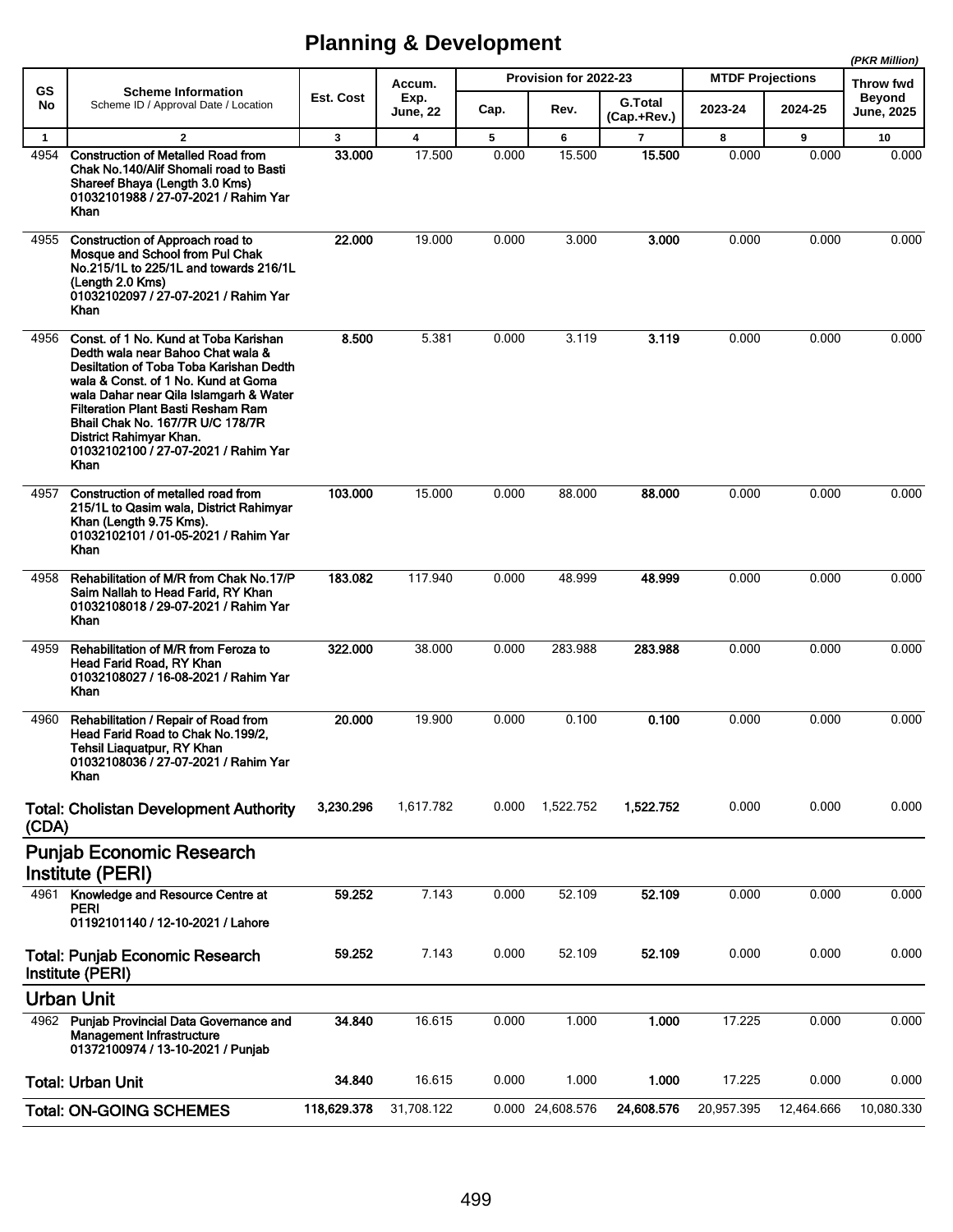# Planning & Development

*(PKR Million)*

| GS No | Scheme Information<br>Scheme ID / Approval Date / Location | Est. Cost | Accum. Exp. June, 22 | Provision for 2022-23 | | | MTDF Projections | | Throw fwd Beyond June, 2025 |
|---|---|---|---|---|---|---|---|---|---|
| | | | | Cap. | Rev. | G.Total (Cap.+Rev.) | 2023-24 | 2024-25 | |
| 1 | 2 | 3 | 4 | 5 | 6 | 7 | 8 | 9 | 10 |
| 4954 | **Construction of Metalled Road from Chak No.140/Alif Shomali road to Basti Shareef Bhaya (Length 3.0 Kms)**<br>**01032101988 / 27-07-2021 / Rahim Yar Khan** | **33.000** | 17.500 | 0.000 | 15.500 | **15.500** | 0.000 | 0.000 | 0.000 |
| 4955 | **Construction of Approach road to Mosque and School from Pul Chak No.215/1L to 225/1L and towards 216/1L (Length 2.0 Kms)**<br>**01032102097 / 27-07-2021 / Rahim Yar Khan** | **22.000** | 19.000 | 0.000 | 3.000 | **3.000** | 0.000 | 0.000 | 0.000 |
| 4956 | **Const. of 1 No. Kund at Toba Karishan Dedth wala near Bahoo Chat wala & Desiltation of Toba Toba Karishan Dedth wala & Const. of 1 No. Kund at Goma wala Dahar near Qila Islamgarh & Water Filteration Plant Basti Resham Ram Bhail Chak No. 167/7R U/C 178/7R District Rahimyar Khan.**<br>**01032102100 / 27-07-2021 / Rahim Yar Khan** | **8.500** | 5.381 | 0.000 | 3.119 | **3.119** | 0.000 | 0.000 | 0.000 |
| 4957 | **Construction of metalled road from 215/1L to Qasim wala, District Rahimyar Khan (Length 9.75 Kms).**<br>**01032102101 / 01-05-2021 / Rahim Yar Khan** | **103.000** | 15.000 | 0.000 | 88.000 | **88.000** | 0.000 | 0.000 | 0.000 |
| 4958 | **Rehabilitation of M/R from Chak No.17/P Saim Nallah to Head Farid, RY Khan**<br>**01032108018 / 29-07-2021 / Rahim Yar Khan** | **183.082** | 117.940 | 0.000 | 48.999 | **48.999** | 0.000 | 0.000 | 0.000 |
| 4959 | **Rehabilitation of M/R from Feroza to Head Farid Road, RY Khan**<br>**01032108027 / 16-08-2021 / Rahim Yar Khan** | **322.000** | 38.000 | 0.000 | 283.988 | **283.988** | 0.000 | 0.000 | 0.000 |
| 4960 | **Rehabilitation / Repair of Road from Head Farid Road to Chak No.199/2, Tehsil Liaquatpur, RY Khan**<br>**01032108036 / 27-07-2021 / Rahim Yar Khan** | **20.000** | 19.900 | 0.000 | 0.100 | **0.100** | 0.000 | 0.000 | 0.000 |
| | **Total: Cholistan Development Authority (CDA)** | **3,230.296** | 1,617.782 | 0.000 | 1,522.752 | **1,522.752** | 0.000 | 0.000 | 0.000 |
| | **Punjab Economic Research Institute (PERI)** | | | | | | | | |
| 4961 | **Knowledge and Resource Centre at PERI**<br>**01192101140 / 12-10-2021 / Lahore** | **59.252** | 7.143 | 0.000 | 52.109 | **52.109** | 0.000 | 0.000 | 0.000 |
| | **Total: Punjab Economic Research Institute (PERI)** | **59.252** | 7.143 | 0.000 | 52.109 | **52.109** | 0.000 | 0.000 | 0.000 |
| | **Urban Unit** | | | | | | | | |
| 4962 | **Punjab Provincial Data Governance and Management Infrastructure**<br>**01372100974 / 13-10-2021 / Punjab** | **34.840** | 16.615 | 0.000 | 1.000 | **1.000** | 17.225 | 0.000 | 0.000 |
| | **Total: Urban Unit** | **34.840** | 16.615 | 0.000 | 1.000 | **1.000** | 17.225 | 0.000 | 0.000 |
| | **Total: ON-GOING SCHEMES** | **118,629.378** | 31,708.122 | 0.000 | 24,608.576 | **24,608.576** | 20,957.395 | 12,464.666 | 10,080.330 |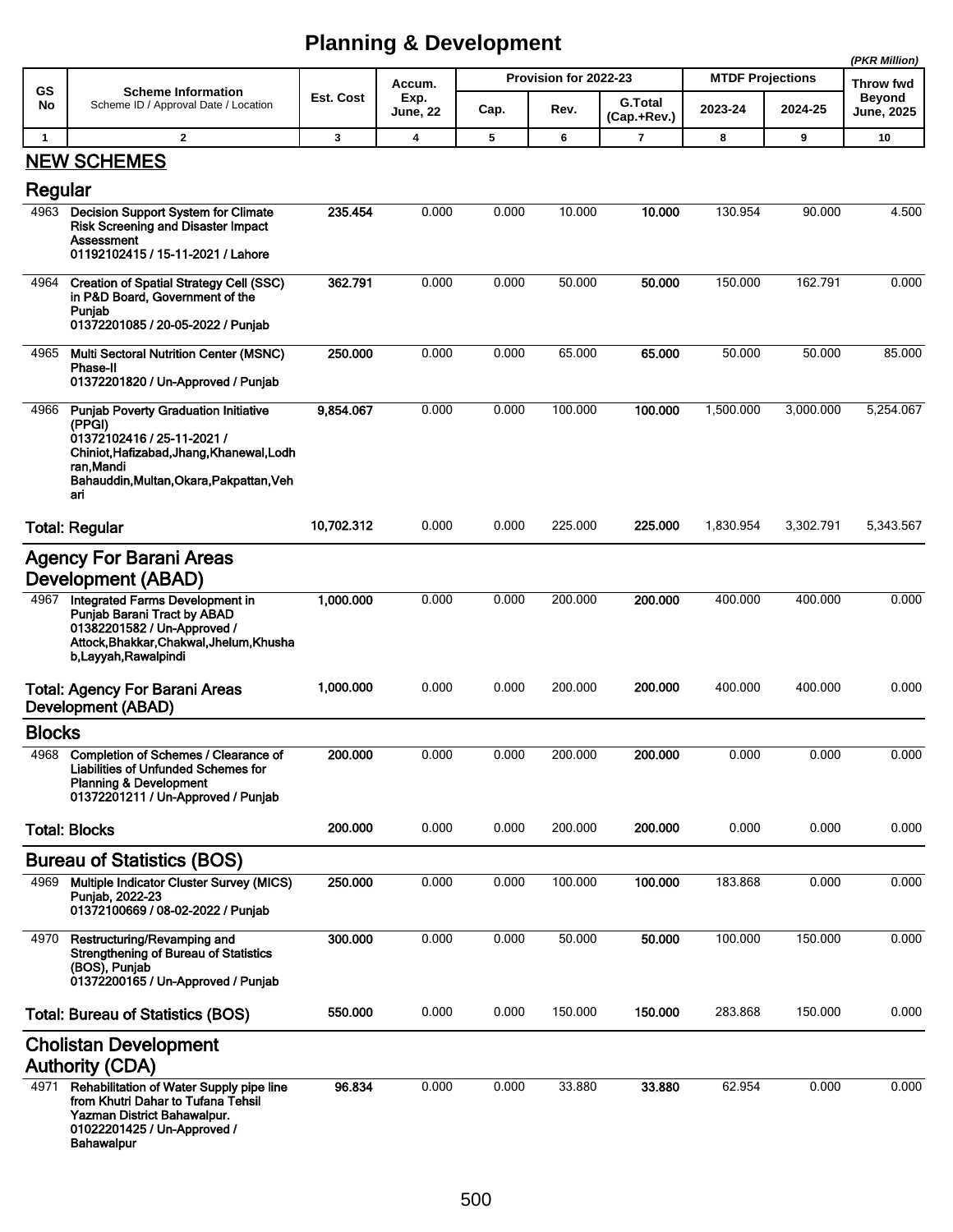# Planning & Development

*(PKR Million)*

| GS No | Scheme Information<br>Scheme ID / Approval Date / Location | Est. Cost | Accum. Exp. June, 22 | Provision for 2022-23 | | | MTDF Projections | | Throw fwd Beyond June, 2025 |
|---|---|---|---|---|---|---|---|---|---|
| | | | | Cap. | Rev. | G.Total (Cap.+Rev.) | 2023-24 | 2024-25 | |
| 1 | 2 | 3 | 4 | 5 | 6 | 7 | 8 | 9 | 10 |
| | **NEW SCHEMES** | | | | | | | | |
| | **Regular** | | | | | | | | |
| 4963 | **Decision Support System for Climate Risk Screening and Disaster Impact Assessment**<br>**01192102415 / 15-11-2021 / Lahore** | **235.454** | 0.000 | 0.000 | 10.000 | **10.000** | 130.954 | 90.000 | 4.500 |
| 4964 | **Creation of Spatial Strategy Cell (SSC) in P&D Board, Government of the Punjab**<br>**01372201085 / 20-05-2022 / Punjab** | **362.791** | 0.000 | 0.000 | 50.000 | **50.000** | 150.000 | 162.791 | 0.000 |
| 4965 | **Multi Sectoral Nutrition Center (MSNC) Phase-II**<br>**01372201820 / Un-Approved / Punjab** | **250.000** | 0.000 | 0.000 | 65.000 | **65.000** | 50.000 | 50.000 | 85.000 |
| 4966 | **Punjab Poverty Graduation Initiative (PPGI)**<br>**01372102416 / 25-11-2021 / Chiniot,Hafizabad,Jhang,Khanewal,Lodhran,Mandi Bahauddin,Multan,Okara,Pakpattan,Vehari** | **9,854.067** | 0.000 | 0.000 | 100.000 | **100.000** | 1,500.000 | 3,000.000 | 5,254.067 |
| | **Total: Regular** | **10,702.312** | 0.000 | 0.000 | 225.000 | **225.000** | 1,830.954 | 3,302.791 | 5,343.567 |
| | **Agency For Barani Areas Development (ABAD)** | | | | | | | | |
| 4967 | **Integrated Farms Development in Punjab Barani Tract by ABAD**<br>**01382201582 / Un-Approved / Attock,Bhakkar,Chakwal,Jhelum,Khushab,Layyah,Rawalpindi** | **1,000.000** | 0.000 | 0.000 | 200.000 | **200.000** | 400.000 | 400.000 | 0.000 |
| | **Total: Agency For Barani Areas Development (ABAD)** | **1,000.000** | 0.000 | 0.000 | 200.000 | **200.000** | 400.000 | 400.000 | 0.000 |
| | **Blocks** | | | | | | | | |
| 4968 | **Completion of Schemes / Clearance of Liabilities of Unfunded Schemes for Planning & Development**<br>**01372201211 / Un-Approved / Punjab** | **200.000** | 0.000 | 0.000 | 200.000 | **200.000** | 0.000 | 0.000 | 0.000 |
| | **Total: Blocks** | **200.000** | 0.000 | 0.000 | 200.000 | **200.000** | 0.000 | 0.000 | 0.000 |
| | **Bureau of Statistics (BOS)** | | | | | | | | |
| 4969 | **Multiple Indicator Cluster Survey (MICS) Punjab, 2022-23**<br>**01372100669 / 08-02-2022 / Punjab** | **250.000** | 0.000 | 0.000 | 100.000 | **100.000** | 183.868 | 0.000 | 0.000 |
| 4970 | **Restructuring/Revamping and Strengthening of Bureau of Statistics (BOS), Punjab**<br>**01372200165 / Un-Approved / Punjab** | **300.000** | 0.000 | 0.000 | 50.000 | **50.000** | 100.000 | 150.000 | 0.000 |
| | **Total: Bureau of Statistics (BOS)** | **550.000** | 0.000 | 0.000 | 150.000 | **150.000** | 283.868 | 150.000 | 0.000 |
| | **Cholistan Development Authority (CDA)** | | | | | | | | |
| 4971 | **Rehabilitation of Water Supply pipe line from Khutri Dahar to Tufana Tehsil Yazman District Bahawalpur.**<br>**01022201425 / Un-Approved / Bahawalpur** | **96.834** | 0.000 | 0.000 | 33.880 | **33.880** | 62.954 | 0.000 | 0.000 |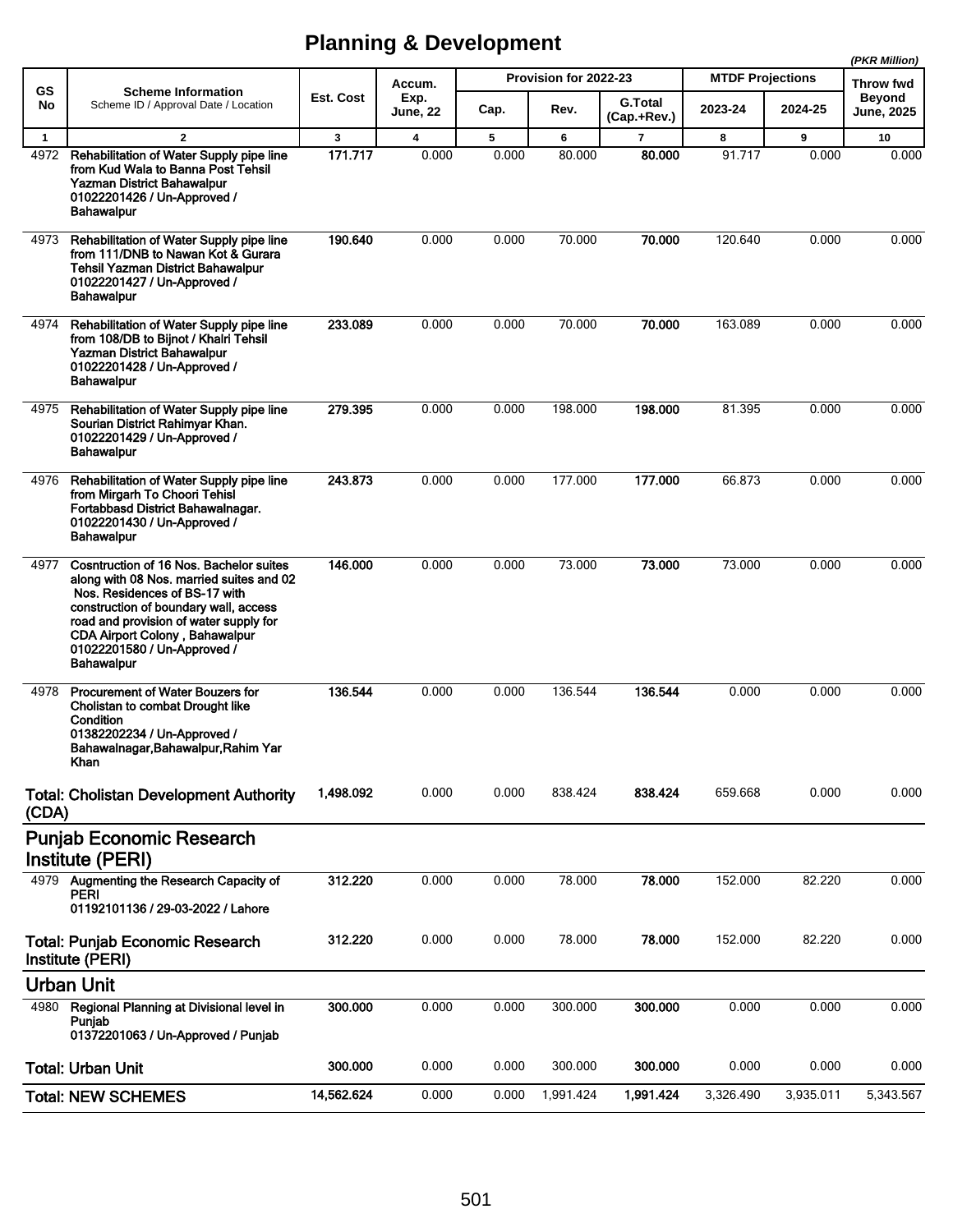# Planning & Development

*(PKR Million)*

| GS No | Scheme Information<br>Scheme ID / Approval Date / Location | Est. Cost | Accum. Exp. June, 22 | Provision for 2022-23 | | | MTDF Projections | | Throw fwd Beyond June, 2025 |
|---|---|---|---|---|---|---|---|---|---|
| | | | | Cap. | Rev. | G.Total (Cap.+Rev.) | 2023-24 | 2024-25 | |
| 1 | 2 | 3 | 4 | 5 | 6 | 7 | 8 | 9 | 10 |
| 4972 | **Rehabilitation of Water Supply pipe line from Kud Wala to Banna Post Tehsil Yazman District Bahawalpur**<br>**01022201426 / Un-Approved / Bahawalpur** | **171.717** | 0.000 | 0.000 | 80.000 | **80.000** | 91.717 | 0.000 | 0.000 |
| 4973 | **Rehabilitation of Water Supply pipe line from 111/DNB to Nawan Kot & Gurara Tehsil Yazman District Bahawalpur**<br>**01022201427 / Un-Approved / Bahawalpur** | **190.640** | 0.000 | 0.000 | 70.000 | **70.000** | 120.640 | 0.000 | 0.000 |
| 4974 | **Rehabilitation of Water Supply pipe line from 108/DB to Bijnot / Khalri Tehsil Yazman District Bahawalpur**<br>**01022201428 / Un-Approved / Bahawalpur** | **233.089** | 0.000 | 0.000 | 70.000 | **70.000** | 163.089 | 0.000 | 0.000 |
| 4975 | **Rehabilitation of Water Supply pipe line Sourian District Rahimyar Khan.**<br>**01022201429 / Un-Approved / Bahawalpur** | **279.395** | 0.000 | 0.000 | 198.000 | **198.000** | 81.395 | 0.000 | 0.000 |
| 4976 | **Rehabilitation of Water Supply pipe line from Mirgarh To Choori Tehisl Fortabbasd District Bahawalnagar.**<br>**01022201430 / Un-Approved / Bahawalpur** | **243.873** | 0.000 | 0.000 | 177.000 | **177.000** | 66.873 | 0.000 | 0.000 |
| 4977 | **Cosntruction of 16 Nos. Bachelor suites along with 08 Nos. married suites and 02 Nos. Residences of BS-17 with construction of boundary wall, access road and provision of water supply for CDA Airport Colony , Bahawalpur**<br>**01022201580 / Un-Approved / Bahawalpur** | **146.000** | 0.000 | 0.000 | 73.000 | **73.000** | 73.000 | 0.000 | 0.000 |
| 4978 | **Procurement of Water Bouzers for Cholistan to combat Drought like Condition**<br>**01382202234 / Un-Approved / Bahawalnagar,Bahawalpur,Rahim Yar Khan** | **136.544** | 0.000 | 0.000 | 136.544 | **136.544** | 0.000 | 0.000 | 0.000 |
| | **Total: Cholistan Development Authority (CDA)** | **1,498.092** | 0.000 | 0.000 | 838.424 | **838.424** | 659.668 | 0.000 | 0.000 |
| | **Punjab Economic Research Institute (PERI)** | | | | | | | | |
| 4979 | **Augmenting the Research Capacity of PERI**<br>**01192101136 / 29-03-2022 / Lahore** | **312.220** | 0.000 | 0.000 | 78.000 | **78.000** | 152.000 | 82.220 | 0.000 |
| | **Total: Punjab Economic Research Institute (PERI)** | **312.220** | 0.000 | 0.000 | 78.000 | **78.000** | 152.000 | 82.220 | 0.000 |
| | **Urban Unit** | | | | | | | | |
| 4980 | **Regional Planning at Divisional level in Punjab**<br>**01372201063 / Un-Approved / Punjab** | **300.000** | 0.000 | 0.000 | 300.000 | **300.000** | 0.000 | 0.000 | 0.000 |
| | **Total: Urban Unit** | **300.000** | 0.000 | 0.000 | 300.000 | **300.000** | 0.000 | 0.000 | 0.000 |
| | **Total: NEW SCHEMES** | **14,562.624** | 0.000 | 0.000 | 1,991.424 | **1,991.424** | 3,326.490 | 3,935.011 | 5,343.567 |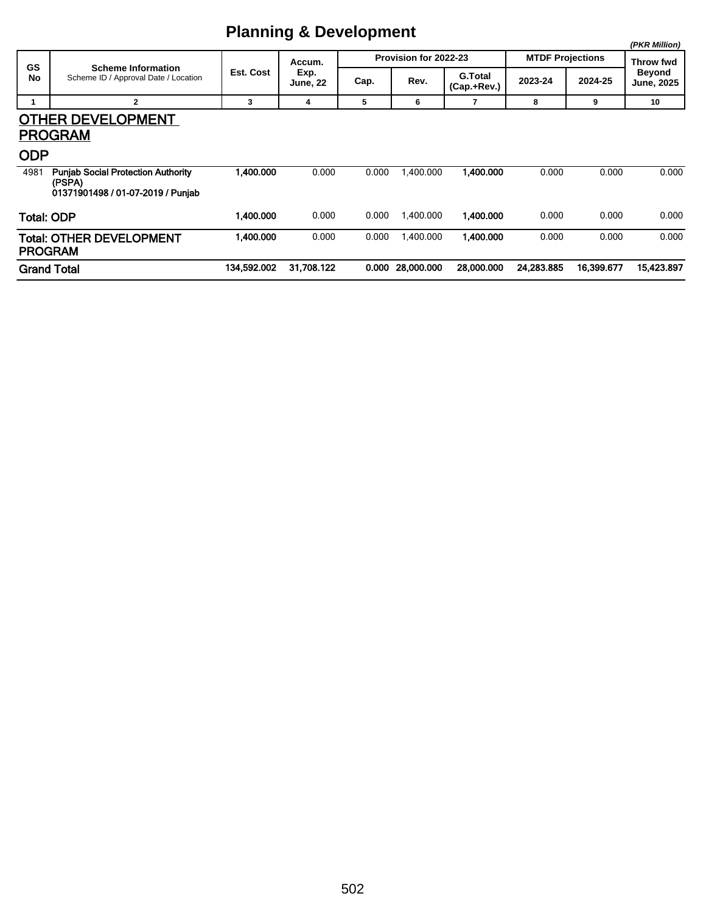# Planning & Development

*(PKR Million)*

| GS No | Scheme Information<br>Scheme ID / Approval Date / Location | Est. Cost | Accum. Exp. June, 22 | Provision for 2022-23 | | | MTDF Projections | | Throw fwd Beyond June, 2025 |
|---|---|---|---|---|---|---|---|---|---|
| | | | | Cap. | Rev. | G.Total (Cap.+Rev.) | 2023-24 | 2024-25 | |
| 1 | 2 | 3 | 4 | 5 | 6 | 7 | 8 | 9 | 10 |
| **OTHER DEVELOPMENT PROGRAM** | | | | | | | | | |
| **ODP** | | | | | | | | | |
| 4981 | **Punjab Social Protection Authority (PSPA)**<br>**01371901498 / 01-07-2019 / Punjab** | **1,400.000** | 0.000 | 0.000 | 1,400.000 | **1,400.000** | 0.000 | 0.000 | 0.000 |
| **Total: ODP** | | **1,400.000** | 0.000 | 0.000 | 1,400.000 | **1,400.000** | 0.000 | 0.000 | 0.000 |
| **Total: OTHER DEVELOPMENT PROGRAM** | | **1,400.000** | 0.000 | 0.000 | 1,400.000 | **1,400.000** | 0.000 | 0.000 | 0.000 |
| **Grand Total** | | **134,592.002** | **31,708.122** | **0.000** | **28,000.000** | **28,000.000** | **24,283.885** | **16,399.677** | **15,423.897** |